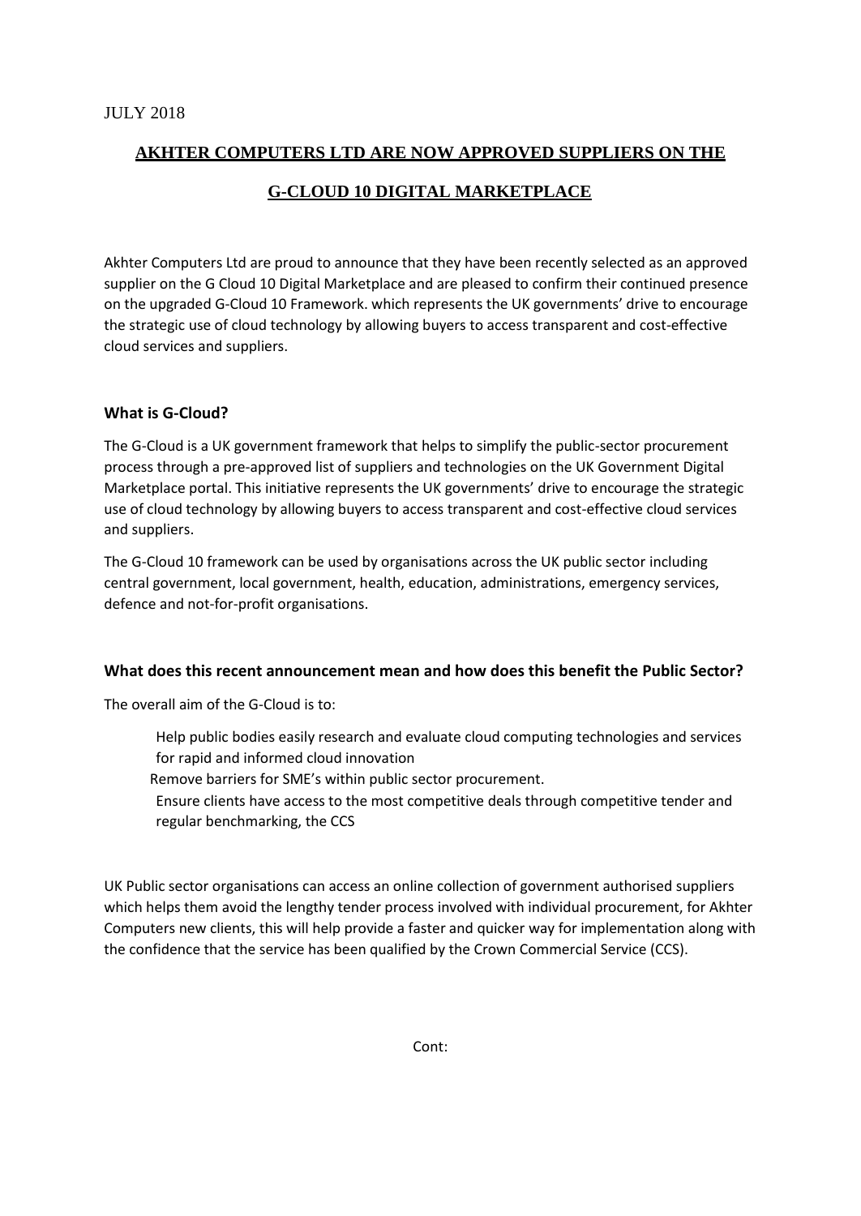JULY 2018

# AKHTER COMPUTERS LTD ARE NOW APPROVED SUPPLIERS ON THE G-CLOUD 10 DIGITAL MARKETPLACE

Akhter Computers Ltd are proud to announce that they have been recently selected as an approved supplier on the G Cloud 10 Digital Marketplace and are pleased to confirm their continued presence on the upgraded G-Cloud 10 Framework. which represents the UK governments' drive to encourage the strategic use of cloud technology by allowing buyers to access transparent and cost-effective cloud services and suppliers.

### What is G-Cloud?

The G-Cloud is a UK government framework that helps to simplify the public-sector procurement process through a pre-approved list of suppliers and technologies on the UK Government Digital Marketplace portal. This initiative represents the UK governments' drive to encourage the strategic use of cloud technology by allowing buyers to access transparent and cost-effective cloud services and suppliers.

The G-Cloud 10 framework can be used by organisations across the UK public sector including central government, local government, health, education, administrations, emergency services, defence and not-for-profit organisations.

### What does this recent announcement mean and how does this benefit the Public Sector?

The overall aim of the G-Cloud is to:

- Help public bodies easily research and evaluate cloud computing technologies and services for rapid and informed cloud innovation
- Remove barriers for SME's within public sector procurement.
- Ensure clients have access to the most competitive deals through competitive tender and regular benchmarking, the CCS

UK Public sector organisations can access an online collection of government authorised suppliers which helps them avoid the lengthy tender process involved with individual procurement, for Akhter Computers new clients, this will help provide a faster and quicker way for implementation along with the confidence that the service has been qualified by the Crown Commercial Service (CCS).

Cont: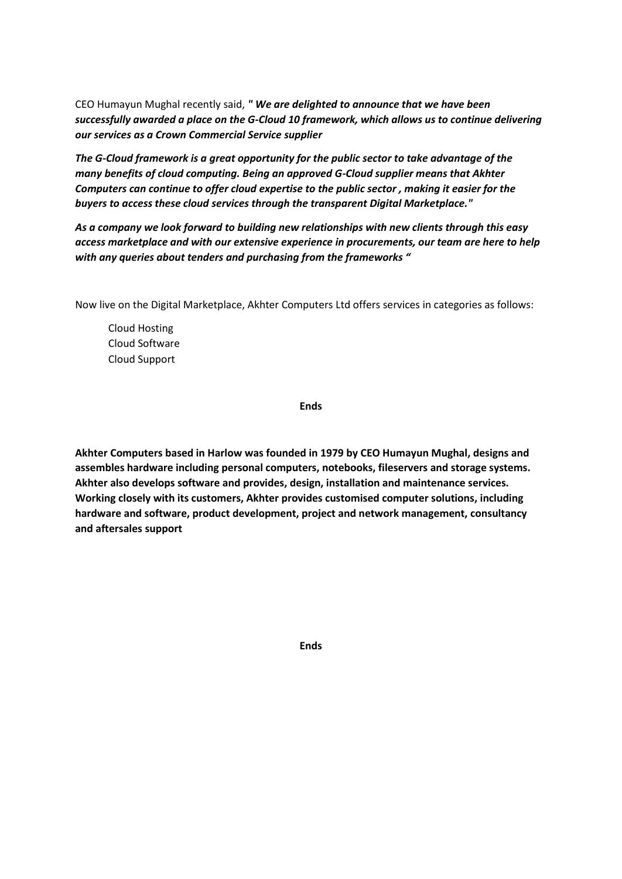CEO Humayun Mughal recently said, *" **We are delighted to announce that we have been successfully awarded a place on the G-Cloud 10 framework, which allows us to continue delivering our services as a Crown Commercial Service supplier***

***The G-Cloud framework is a great opportunity for the public sector to take advantage of the many benefits of cloud computing. Being an approved G-Cloud supplier means that Akhter Computers can continue to offer cloud expertise to the public sector , making it easier for the buyers to access these cloud services through the transparent Digital Marketplace."***

***As a company we look forward to building new relationships with new clients through this easy access marketplace and with our extensive experience in procurements, our team are here to help with any queries about tenders and purchasing from the frameworks "***

Now live on the Digital Marketplace, Akhter Computers Ltd offers services in categories as follows:

Cloud Hosting
Cloud Software
Cloud Support

**Ends**

**Akhter Computers based in Harlow was founded in 1979 by CEO Humayun Mughal, designs and assembles hardware including personal computers, notebooks, fileservers and storage systems. Akhter also develops software and provides, design, installation and maintenance services. Working closely with its customers, Akhter provides customised computer solutions, including hardware and software, product development, project and network management, consultancy and aftersales support**

**Ends**